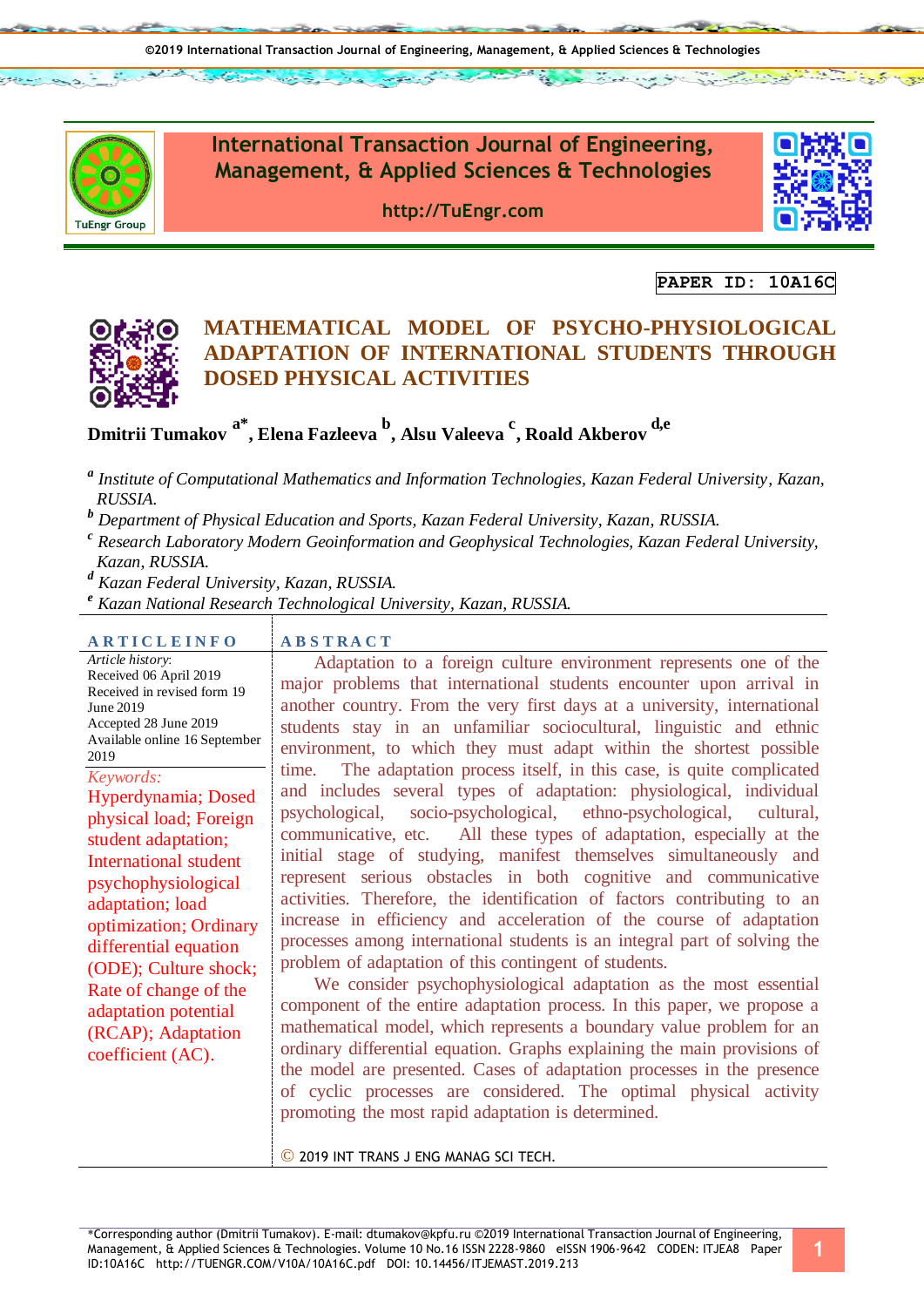PAPER ID: 10A16C

# MATHEMATICAL MODEL OF PSYCHO-PHYSIOLOGICAL ADAPTATION OF INTERNATIONAL STUDENTS THROUGH DOSED PHYSICAL ACTIVITIES

**Dmitrii Tumakov [a*], Elena Fazleeva [b], Alsu Valeeva [c], Roald Akberov [d,e]**

[a] *Institute of Computational Mathematics and Information Technologies, Kazan Federal University, Kazan, RUSSIA.*

[b] *Department of Physical Education and Sports, Kazan Federal University, Kazan, RUSSIA.*

[c] *Research Laboratory Modern Geoinformation and Geophysical Technologies, Kazan Federal University, Kazan, RUSSIA.*

[d] *Kazan Federal University, Kazan, RUSSIA.*

[e] *Kazan National Research Technological University, Kazan, RUSSIA.*

## ARTICLE INFO

*Article history:*
Received 06 April 2019
Received in revised form 19 June 2019
Accepted 28 June 2019
Available online 16 September 2019

*Keywords:*
Hyperdynamia; Dosed physical load; Foreign student adaptation; International student psychophysiological adaptation; load optimization; Ordinary differential equation (ODE); Culture shock; Rate of change of the adaptation potential (RCAP); Adaptation coefficient (AC).

## ABSTRACT

Adaptation to a foreign culture environment represents one of the major problems that international students encounter upon arrival in another country. From the very first days at a university, international students stay in an unfamiliar sociocultural, linguistic and ethnic environment, to which they must adapt within the shortest possible time. The adaptation process itself, in this case, is quite complicated and includes several types of adaptation: physiological, individual psychological, socio-psychological, ethno-psychological, cultural, communicative, etc. All these types of adaptation, especially at the initial stage of studying, manifest themselves simultaneously and represent serious obstacles in both cognitive and communicative activities. Therefore, the identification of factors contributing to an increase in efficiency and acceleration of the course of adaptation processes among international students is an integral part of solving the problem of adaptation of this contingent of students.

We consider psychophysiological adaptation as the most essential component of the entire adaptation process. In this paper, we propose a mathematical model, which represents a boundary value problem for an ordinary differential equation. Graphs explaining the main provisions of the model are presented. Cases of adaptation processes in the presence of cyclic processes are considered. The optimal physical activity promoting the most rapid adaptation is determined.

© 2019 INT TRANS J ENG MANAG SCI TECH.

*Corresponding author (Dmitrii Tumakov). E-mail: dtumakov@kpfu.ru ©2019 International Transaction Journal of Engineering, Management, & Applied Sciences & Technologies. Volume 10 No.16 ISSN 2228-9860 eISSN 1906-9642 CODEN: ITJEA8 Paper ID:10A16C http://TUENGR.COM/V10A/10A16C.pdf DOI: 10.14456/ITJEMAST.2019.213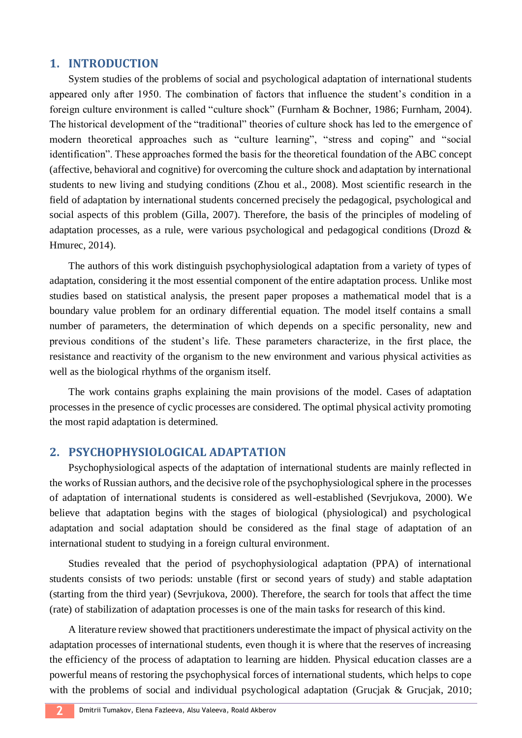## 1. INTRODUCTION

System studies of the problems of social and psychological adaptation of international students appeared only after 1950. The combination of factors that influence the student's condition in a foreign culture environment is called "culture shock" (Furnham & Bochner, 1986; Furnham, 2004). The historical development of the "traditional" theories of culture shock has led to the emergence of modern theoretical approaches such as "culture learning", "stress and coping" and "social identification". These approaches formed the basis for the theoretical foundation of the ABC concept (affective, behavioral and cognitive) for overcoming the culture shock and adaptation by international students to new living and studying conditions (Zhou et al., 2008). Most scientific research in the field of adaptation by international students concerned precisely the pedagogical, psychological and social aspects of this problem (Gilla, 2007). Therefore, the basis of the principles of modeling of adaptation processes, as a rule, were various psychological and pedagogical conditions (Drozd & Hmurec, 2014).

The authors of this work distinguish psychophysiological adaptation from a variety of types of adaptation, considering it the most essential component of the entire adaptation process. Unlike most studies based on statistical analysis, the present paper proposes a mathematical model that is a boundary value problem for an ordinary differential equation. The model itself contains a small number of parameters, the determination of which depends on a specific personality, new and previous conditions of the student's life. These parameters characterize, in the first place, the resistance and reactivity of the organism to the new environment and various physical activities as well as the biological rhythms of the organism itself.

The work contains graphs explaining the main provisions of the model. Cases of adaptation processes in the presence of cyclic processes are considered. The optimal physical activity promoting the most rapid adaptation is determined.

## 2. PSYCHOPHYSIOLOGICAL ADAPTATION

Psychophysiological aspects of the adaptation of international students are mainly reflected in the works of Russian authors, and the decisive role of the psychophysiological sphere in the processes of adaptation of international students is considered as well-established (Sevrjukova, 2000). We believe that adaptation begins with the stages of biological (physiological) and psychological adaptation and social adaptation should be considered as the final stage of adaptation of an international student to studying in a foreign cultural environment.

Studies revealed that the period of psychophysiological adaptation (PPA) of international students consists of two periods: unstable (first or second years of study) and stable adaptation (starting from the third year) (Sevrjukova, 2000). Therefore, the search for tools that affect the time (rate) of stabilization of adaptation processes is one of the main tasks for research of this kind.

A literature review showed that practitioners underestimate the impact of physical activity on the adaptation processes of international students, even though it is where that the reserves of increasing the efficiency of the process of adaptation to learning are hidden. Physical education classes are a powerful means of restoring the psychophysical forces of international students, which helps to cope with the problems of social and individual psychological adaptation (Grucjak & Grucjak, 2010;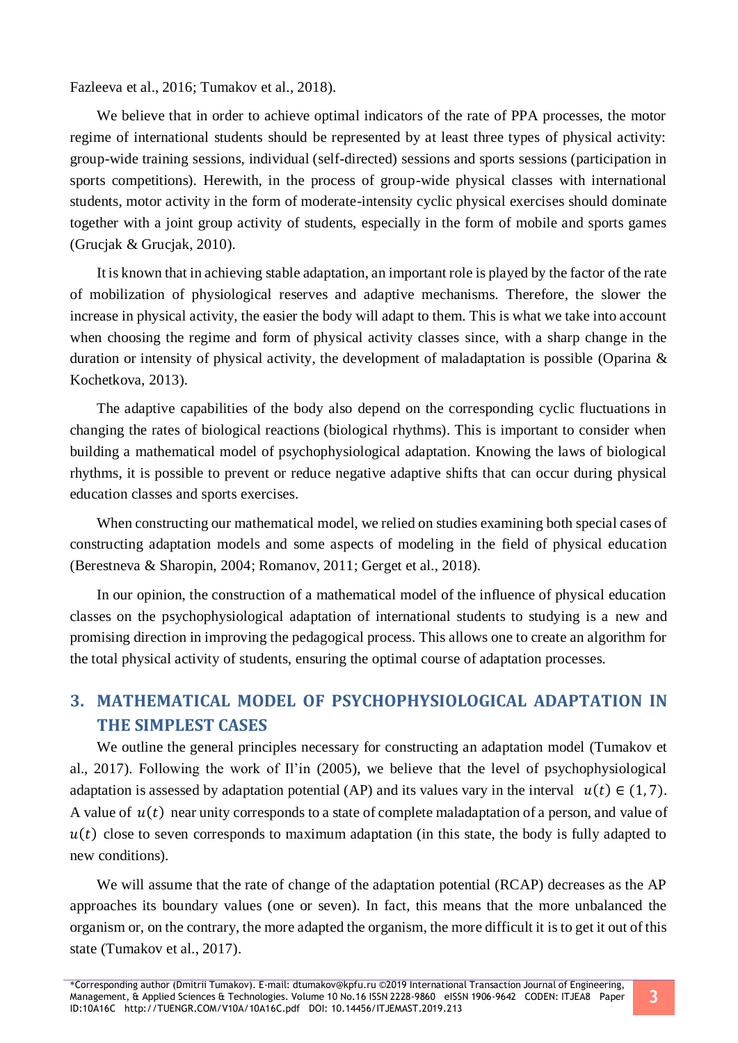Fazleeva et al., 2016; Tumakov et al., 2018).

We believe that in order to achieve optimal indicators of the rate of PPA processes, the motor regime of international students should be represented by at least three types of physical activity: group-wide training sessions, individual (self-directed) sessions and sports sessions (participation in sports competitions). Herewith, in the process of group-wide physical classes with international students, motor activity in the form of moderate-intensity cyclic physical exercises should dominate together with a joint group activity of students, especially in the form of mobile and sports games (Grucjak & Grucjak, 2010).

It is known that in achieving stable adaptation, an important role is played by the factor of the rate of mobilization of physiological reserves and adaptive mechanisms. Therefore, the slower the increase in physical activity, the easier the body will adapt to them. This is what we take into account when choosing the regime and form of physical activity classes since, with a sharp change in the duration or intensity of physical activity, the development of maladaptation is possible (Oparina & Kochetkova, 2013).

The adaptive capabilities of the body also depend on the corresponding cyclic fluctuations in changing the rates of biological reactions (biological rhythms). This is important to consider when building a mathematical model of psychophysiological adaptation. Knowing the laws of biological rhythms, it is possible to prevent or reduce negative adaptive shifts that can occur during physical education classes and sports exercises.

When constructing our mathematical model, we relied on studies examining both special cases of constructing adaptation models and some aspects of modeling in the field of physical education (Berestneva & Sharopin, 2004; Romanov, 2011; Gerget et al., 2018).

In our opinion, the construction of a mathematical model of the influence of physical education classes on the psychophysiological adaptation of international students to studying is a new and promising direction in improving the pedagogical process. This allows one to create an algorithm for the total physical activity of students, ensuring the optimal course of adaptation processes.

## 3. MATHEMATICAL MODEL OF PSYCHOPHYSIOLOGICAL ADAPTATION IN THE SIMPLEST CASES

We outline the general principles necessary for constructing an adaptation model (Tumakov et al., 2017). Following the work of Il'in (2005), we believe that the level of psychophysiological adaptation is assessed by adaptation potential (AP) and its values vary in the interval $u(t) \in (1, 7)$. A value of $u(t)$ near unity corresponds to a state of complete maladaptation of a person, and value of $u(t)$ close to seven corresponds to maximum adaptation (in this state, the body is fully adapted to new conditions).

We will assume that the rate of change of the adaptation potential (RCAP) decreases as the AP approaches its boundary values (one or seven). In fact, this means that the more unbalanced the organism or, on the contrary, the more adapted the organism, the more difficult it is to get it out of this state (Tumakov et al., 2017).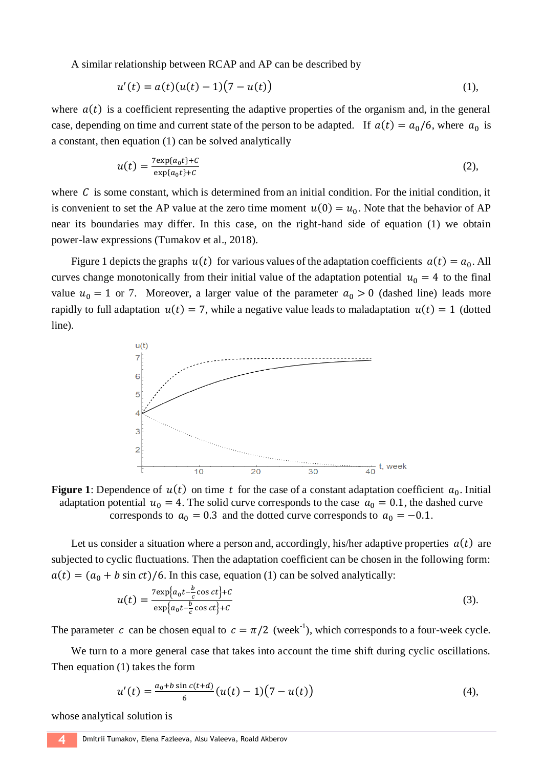A similar relationship between RCAP and AP can be described by

$$u'(t) = a(t)(u(t) - 1)(7 - u(t)) \quad (1),$$

where $a(t)$ is a coefficient representing the adaptive properties of the organism and, in the general case, depending on time and current state of the person to be adapted. If $a(t) = a_0/6$, where $a_0$ is a constant, then equation (1) can be solved analytically

$$u(t) = \frac{7\exp\{a_0 t\} + C}{\exp\{a_0 t\} + C} \quad (2),$$

where $C$ is some constant, which is determined from an initial condition. For the initial condition, it is convenient to set the AP value at the zero time moment $u(0) = u_0$. Note that the behavior of AP near its boundaries may differ. In this case, on the right-hand side of equation (1) we obtain power-law expressions (Tumakov et al., 2018).

Figure 1 depicts the graphs $u(t)$ for various values of the adaptation coefficients $a(t) = a_0$. All curves change monotonically from their initial value of the adaptation potential $u_0 = 4$ to the final value $u_0 = 1$ or 7. Moreover, a larger value of the parameter $a_0 > 0$ (dashed line) leads more rapidly to full adaptation $u(t) = 7$, while a negative value leads to maladaptation $u(t) = 1$ (dotted line).

**Figure 1**: Dependence of $u(t)$ on time $t$ for the case of a constant adaptation coefficient $a_0$. Initial adaptation potential $u_0 = 4$. The solid curve corresponds to the case $a_0 = 0.1$, the dashed curve corresponds to $a_0 = 0.3$ and the dotted curve corresponds to $a_0 = -0.1$.

Let us consider a situation where a person and, accordingly, his/her adaptive properties $a(t)$ are subjected to cyclic fluctuations. Then the adaptation coefficient can be chosen in the following form: $a(t) = (a_0 + b \sin ct)/6$. In this case, equation (1) can be solved analytically:

$$u(t) = \frac{7\exp\left\{a_0 t - \frac{b}{c}\cos ct\right\} + C}{\exp\left\{a_0 t - \frac{b}{c}\cos ct\right\} + C} \quad (3).$$

The parameter $c$ can be chosen equal to $c = \pi/2$ (week$^{-1}$), which corresponds to a four-week cycle.

We turn to a more general case that takes into account the time shift during cyclic oscillations. Then equation (1) takes the form

$$u'(t) = \frac{a_0 + b \sin c(t+d)}{6}(u(t) - 1)(7 - u(t)) \quad (4),$$

whose analytical solution is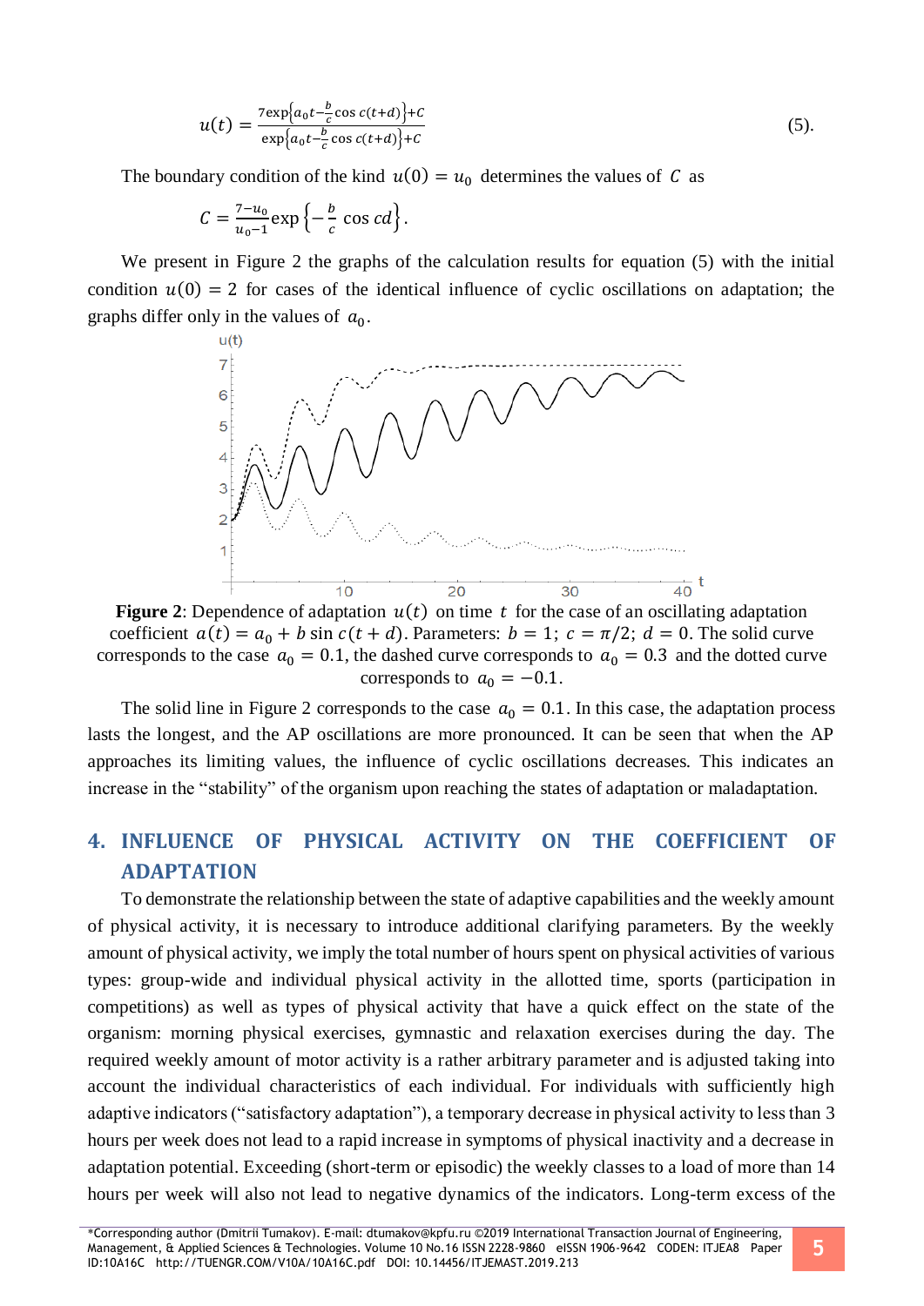$$u(t) = \frac{7\exp\left\{a_0 t - \frac{b}{c}\cos c(t+d)\right\} + C}{\exp\left\{a_0 t - \frac{b}{c}\cos c(t+d)\right\} + C} \quad (5).$$

The boundary condition of the kind $u(0) = u_0$ determines the values of $C$ as

$$C = \frac{7-u_0}{u_0-1}\exp\left\{-\frac{b}{c}\cos cd\right\}.$$

We present in Figure 2 the graphs of the calculation results for equation (5) with the initial condition $u(0) = 2$ for cases of the identical influence of cyclic oscillations on adaptation; the graphs differ only in the values of $a_0$.

**Figure 2**: Dependence of adaptation $u(t)$ on time $t$ for the case of an oscillating adaptation coefficient $a(t) = a_0 + b\sin c(t+d)$. Parameters: $b = 1$; $c = \pi/2$; $d = 0$. The solid curve corresponds to the case $a_0 = 0.1$, the dashed curve corresponds to $a_0 = 0.3$ and the dotted curve corresponds to $a_0 = -0.1$.

The solid line in Figure 2 corresponds to the case $a_0 = 0.1$. In this case, the adaptation process lasts the longest, and the AP oscillations are more pronounced. It can be seen that when the AP approaches its limiting values, the influence of cyclic oscillations decreases. This indicates an increase in the "stability" of the organism upon reaching the states of adaptation or maladaptation.

## 4. INFLUENCE OF PHYSICAL ACTIVITY ON THE COEFFICIENT OF ADAPTATION

To demonstrate the relationship between the state of adaptive capabilities and the weekly amount of physical activity, it is necessary to introduce additional clarifying parameters. By the weekly amount of physical activity, we imply the total number of hours spent on physical activities of various types: group-wide and individual physical activity in the allotted time, sports (participation in competitions) as well as types of physical activity that have a quick effect on the state of the organism: morning physical exercises, gymnastic and relaxation exercises during the day. The required weekly amount of motor activity is a rather arbitrary parameter and is adjusted taking into account the individual characteristics of each individual. For individuals with sufficiently high adaptive indicators ("satisfactory adaptation"), a temporary decrease in physical activity to less than 3 hours per week does not lead to a rapid increase in symptoms of physical inactivity and a decrease in adaptation potential. Exceeding (short-term or episodic) the weekly classes to a load of more than 14 hours per week will also not lead to negative dynamics of the indicators. Long-term excess of the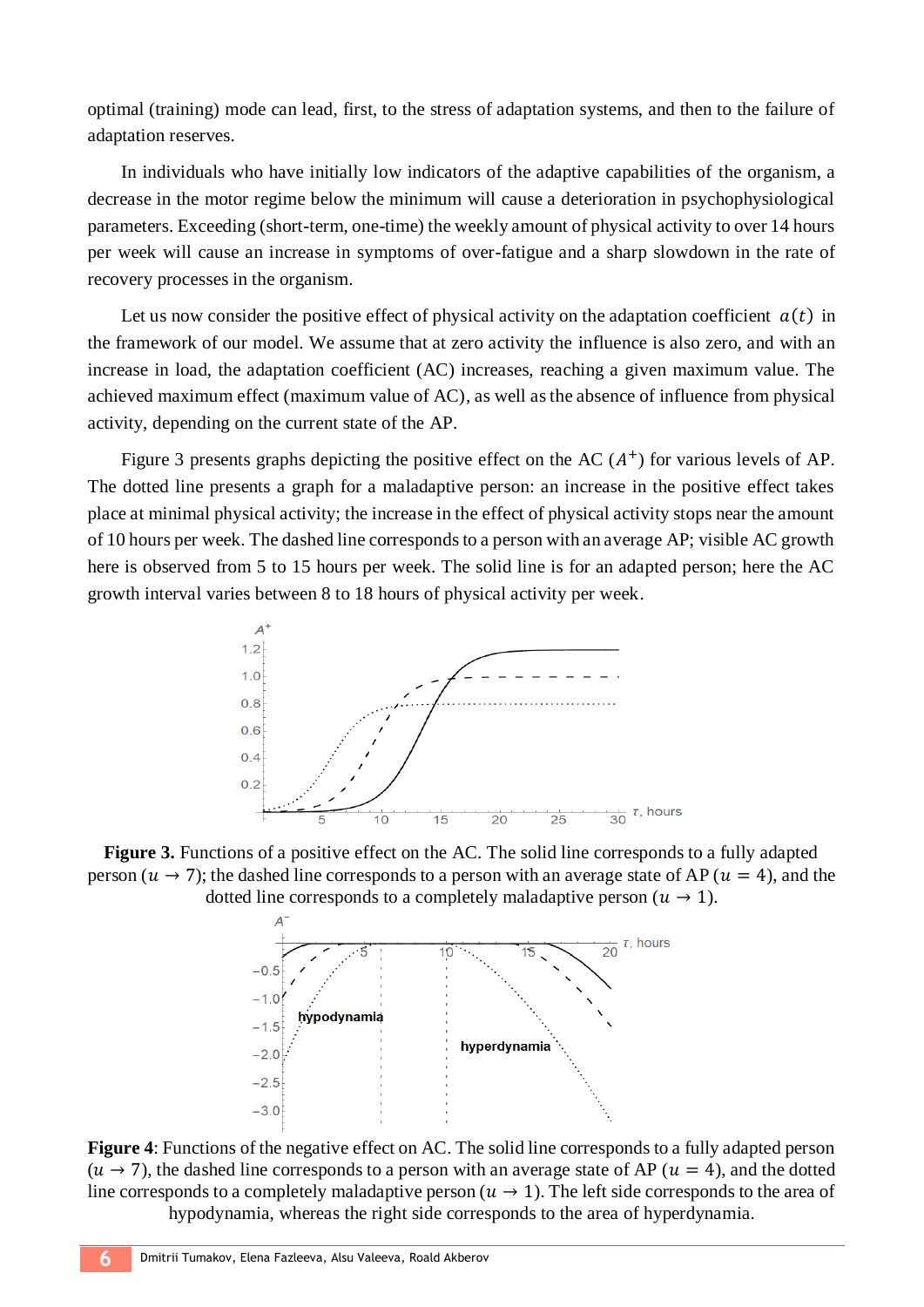optimal (training) mode can lead, first, to the stress of adaptation systems, and then to the failure of adaptation reserves.

In individuals who have initially low indicators of the adaptive capabilities of the organism, a decrease in the motor regime below the minimum will cause a deterioration in psychophysiological parameters. Exceeding (short-term, one-time) the weekly amount of physical activity to over 14 hours per week will cause an increase in symptoms of over-fatigue and a sharp slowdown in the rate of recovery processes in the organism.

Let us now consider the positive effect of physical activity on the adaptation coefficient $a(t)$ in the framework of our model. We assume that at zero activity the influence is also zero, and with an increase in load, the adaptation coefficient (AC) increases, reaching a given maximum value. The achieved maximum effect (maximum value of AC), as well as the absence of influence from physical activity, depending on the current state of the AP.

Figure 3 presents graphs depicting the positive effect on the AC ($A^+$) for various levels of AP. The dotted line presents a graph for a maladaptive person: an increase in the positive effect takes place at minimal physical activity; the increase in the effect of physical activity stops near the amount of 10 hours per week. The dashed line corresponds to a person with an average AP; visible AC growth here is observed from 5 to 15 hours per week. The solid line is for an adapted person; here the AC growth interval varies between 8 to 18 hours of physical activity per week.

**Figure 3.** Functions of a positive effect on the AC. The solid line corresponds to a fully adapted person ($u \to 7$); the dashed line corresponds to a person with an average state of AP ($u = 4$), and the dotted line corresponds to a completely maladaptive person ($u \to 1$).

**Figure 4**: Functions of the negative effect on AC. The solid line corresponds to a fully adapted person ($u \to 7$), the dashed line corresponds to a person with an average state of AP ($u = 4$), and the dotted line corresponds to a completely maladaptive person ($u \to 1$). The left side corresponds to the area of hypodynamia, whereas the right side corresponds to the area of hyperdynamia.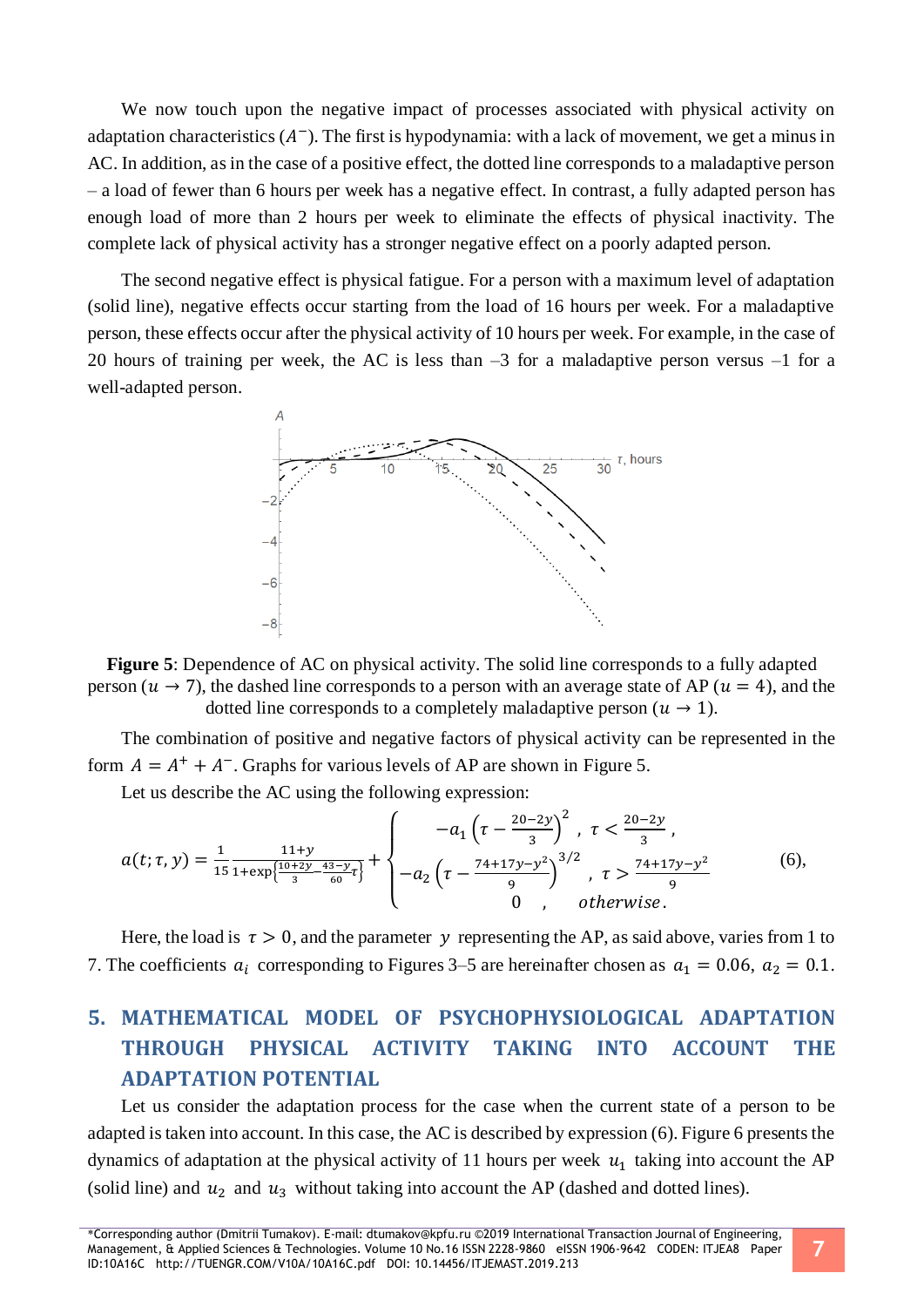We now touch upon the negative impact of processes associated with physical activity on adaptation characteristics ($A^{-}$). The first is hypodynamia: with a lack of movement, we get a minus in AC. In addition, as in the case of a positive effect, the dotted line corresponds to a maladaptive person – a load of fewer than 6 hours per week has a negative effect. In contrast, a fully adapted person has enough load of more than 2 hours per week to eliminate the effects of physical inactivity. The complete lack of physical activity has a stronger negative effect on a poorly adapted person.

The second negative effect is physical fatigue. For a person with a maximum level of adaptation (solid line), negative effects occur starting from the load of 16 hours per week. For a maladaptive person, these effects occur after the physical activity of 10 hours per week. For example, in the case of 20 hours of training per week, the AC is less than –3 for a maladaptive person versus –1 for a well-adapted person.

**Figure 5**: Dependence of AC on physical activity. The solid line corresponds to a fully adapted person ($u \to 7$), the dashed line corresponds to a person with an average state of AP ($u = 4$), and the dotted line corresponds to a completely maladaptive person ($u \to 1$).

The combination of positive and negative factors of physical activity can be represented in the form $A = A^{+} + A^{-}$. Graphs for various levels of AP are shown in Figure 5.

Let us describe the AC using the following expression:

$$a(t;\tau,y) = \frac{1}{15}\frac{11+y}{1+\exp\left\{\frac{10+2y}{3} - \frac{43-y}{60}\tau\right\}} + \begin{cases} -a_1\left(\tau - \frac{20-2y}{3}\right)^2, & \tau < \frac{20-2y}{3}, \\ -a_2\left(\tau - \frac{74+17y-y^2}{9}\right)^{3/2}, & \tau > \frac{74+17y-y^2}{9} \\ 0, & otherwise. \end{cases} \quad (6),$$

Here, the load is $\tau > 0$, and the parameter $y$ representing the AP, as said above, varies from 1 to 7. The coefficients $a_i$ corresponding to Figures 3–5 are hereinafter chosen as $a_1 = 0.06$, $a_2 = 0.1$.

## 5. MATHEMATICAL MODEL OF PSYCHOPHYSIOLOGICAL ADAPTATION THROUGH PHYSICAL ACTIVITY TAKING INTO ACCOUNT THE ADAPTATION POTENTIAL

Let us consider the adaptation process for the case when the current state of a person to be adapted is taken into account. In this case, the AC is described by expression (6). Figure 6 presents the dynamics of adaptation at the physical activity of 11 hours per week $u_1$ taking into account the AP (solid line) and $u_2$ and $u_3$ without taking into account the AP (dashed and dotted lines).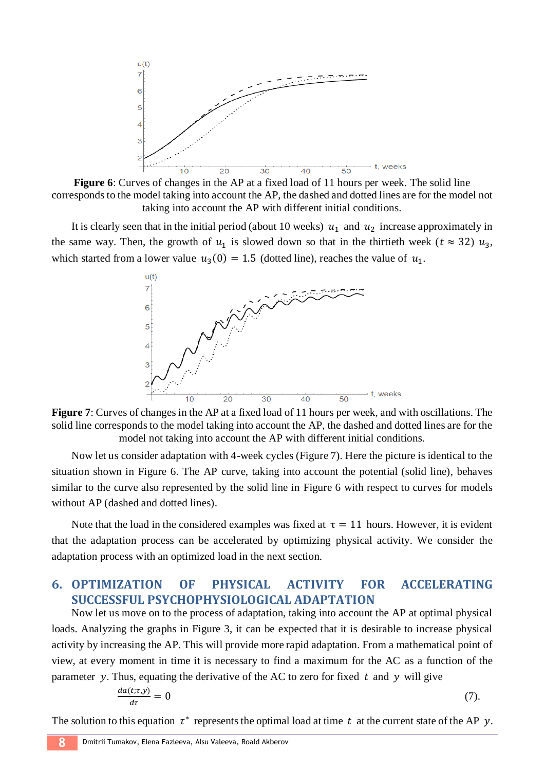**Figure 6**: Curves of changes in the AP at a fixed load of 11 hours per week. The solid line corresponds to the model taking into account the AP, the dashed and dotted lines are for the model not taking into account the AP with different initial conditions.

It is clearly seen that in the initial period (about 10 weeks) $u_1$ and $u_2$ increase approximately in the same way. Then, the growth of $u_1$ is slowed down so that in the thirtieth week ($t \approx 32$) $u_3$, which started from a lower value $u_3(0) = 1.5$ (dotted line), reaches the value of $u_1$.

**Figure 7**: Curves of changes in the AP at a fixed load of 11 hours per week, and with oscillations. The solid line corresponds to the model taking into account the AP, the dashed and dotted lines are for the model not taking into account the AP with different initial conditions.

Now let us consider adaptation with 4-week cycles (Figure 7). Here the picture is identical to the situation shown in Figure 6. The AP curve, taking into account the potential (solid line), behaves similar to the curve also represented by the solid line in Figure 6 with respect to curves for models without AP (dashed and dotted lines).

Note that the load in the considered examples was fixed at $\tau = 11$ hours. However, it is evident that the adaptation process can be accelerated by optimizing physical activity. We consider the adaptation process with an optimized load in the next section.

## 6. OPTIMIZATION OF PHYSICAL ACTIVITY FOR ACCELERATING SUCCESSFUL PSYCHOPHYSIOLOGICAL ADAPTATION

Now let us move on to the process of adaptation, taking into account the AP at optimal physical loads. Analyzing the graphs in Figure 3, it can be expected that it is desirable to increase physical activity by increasing the AP. This will provide more rapid adaptation. From a mathematical point of view, at every moment in time it is necessary to find a maximum for the AC as a function of the parameter $y$. Thus, equating the derivative of the AC to zero for fixed $t$ and $y$ will give

$$\frac{da(t;\tau,y)}{d\tau} = 0 \qquad (7).$$

The solution to this equation $\tau^*$ represents the optimal load at time $t$ at the current state of the AP $y$.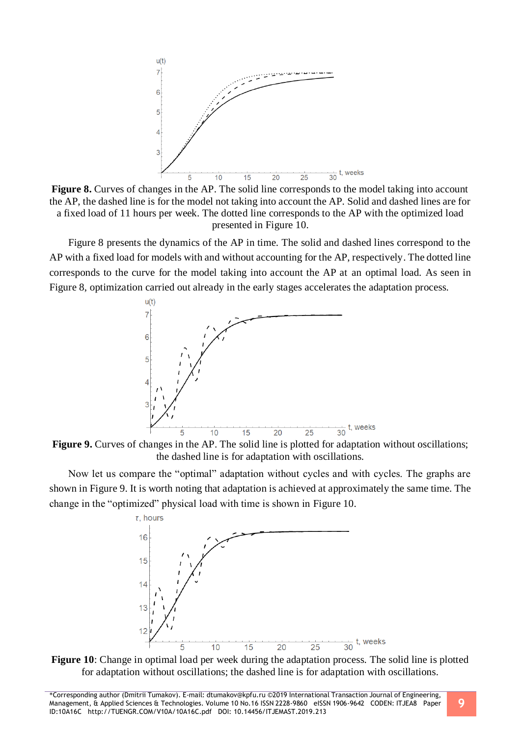**Figure 8.** Curves of changes in the AP. The solid line corresponds to the model taking into account the AP, the dashed line is for the model not taking into account the AP. Solid and dashed lines are for a fixed load of 11 hours per week. The dotted line corresponds to the AP with the optimized load presented in Figure 10.

Figure 8 presents the dynamics of the AP in time. The solid and dashed lines correspond to the AP with a fixed load for models with and without accounting for the AP, respectively. The dotted line corresponds to the curve for the model taking into account the AP at an optimal load. As seen in Figure 8, optimization carried out already in the early stages accelerates the adaptation process.

**Figure 9.** Curves of changes in the AP. The solid line is plotted for adaptation without oscillations; the dashed line is for adaptation with oscillations.

Now let us compare the "optimal" adaptation without cycles and with cycles. The graphs are shown in Figure 9. It is worth noting that adaptation is achieved at approximately the same time. The change in the "optimized" physical load with time is shown in Figure 10.

**Figure 10**: Change in optimal load per week during the adaptation process. The solid line is plotted for adaptation without oscillations; the dashed line is for adaptation with oscillations.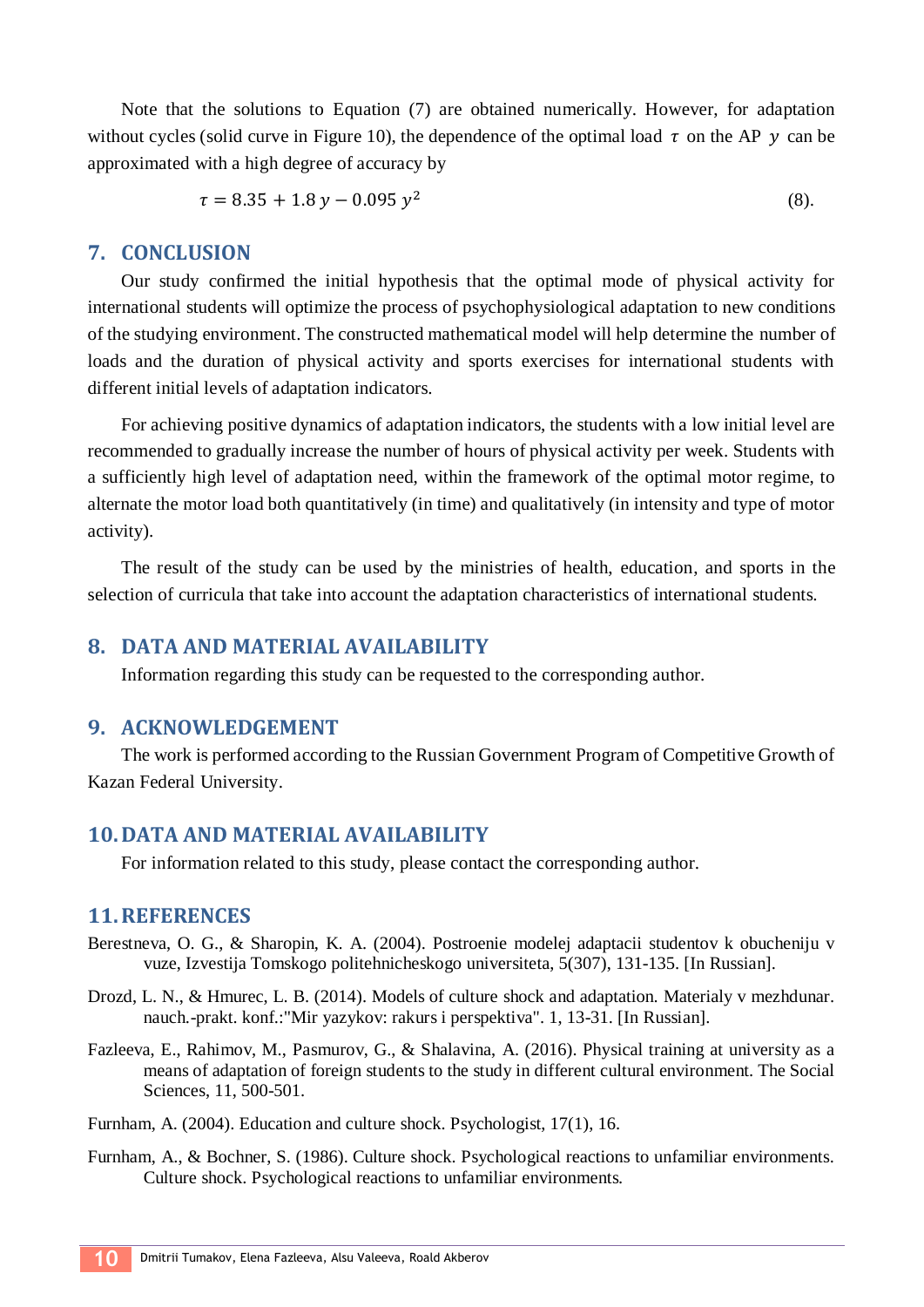Note that the solutions to Equation (7) are obtained numerically. However, for adaptation without cycles (solid curve in Figure 10), the dependence of the optimal load $\tau$ on the AP $y$ can be approximated with a high degree of accuracy by

$$\tau = 8.35 + 1.8\,y - 0.095\,y^2 \quad (8).$$

## 7. CONCLUSION

Our study confirmed the initial hypothesis that the optimal mode of physical activity for international students will optimize the process of psychophysiological adaptation to new conditions of the studying environment. The constructed mathematical model will help determine the number of loads and the duration of physical activity and sports exercises for international students with different initial levels of adaptation indicators.

For achieving positive dynamics of adaptation indicators, the students with a low initial level are recommended to gradually increase the number of hours of physical activity per week. Students with a sufficiently high level of adaptation need, within the framework of the optimal motor regime, to alternate the motor load both quantitatively (in time) and qualitatively (in intensity and type of motor activity).

The result of the study can be used by the ministries of health, education, and sports in the selection of curricula that take into account the adaptation characteristics of international students.

## 8. DATA AND MATERIAL AVAILABILITY

Information regarding this study can be requested to the corresponding author.

## 9. ACKNOWLEDGEMENT

The work is performed according to the Russian Government Program of Competitive Growth of Kazan Federal University.

## 10. DATA AND MATERIAL AVAILABILITY

For information related to this study, please contact the corresponding author.

## 11. REFERENCES

Berestneva, O. G., & Sharopin, K. A. (2004). Postroenie modelej adaptacii studentov k obucheniju v vuze, Izvestija Tomskogo politehnicheskogo universiteta, 5(307), 131-135. [In Russian].

Drozd, L. N., & Hmurec, L. B. (2014). Models of culture shock and adaptation. Materialy v mezhdunar. nauch.-prakt. konf.:"Mir yazykov: rakurs i perspektiva". 1, 13-31. [In Russian].

Fazleeva, E., Rahimov, M., Pasmurov, G., & Shalavina, A. (2016). Physical training at university as a means of adaptation of foreign students to the study in different cultural environment. The Social Sciences, 11, 500-501.

Furnham, A. (2004). Education and culture shock. Psychologist, 17(1), 16.

Furnham, A., & Bochner, S. (1986). Culture shock. Psychological reactions to unfamiliar environments. Culture shock. Psychological reactions to unfamiliar environments.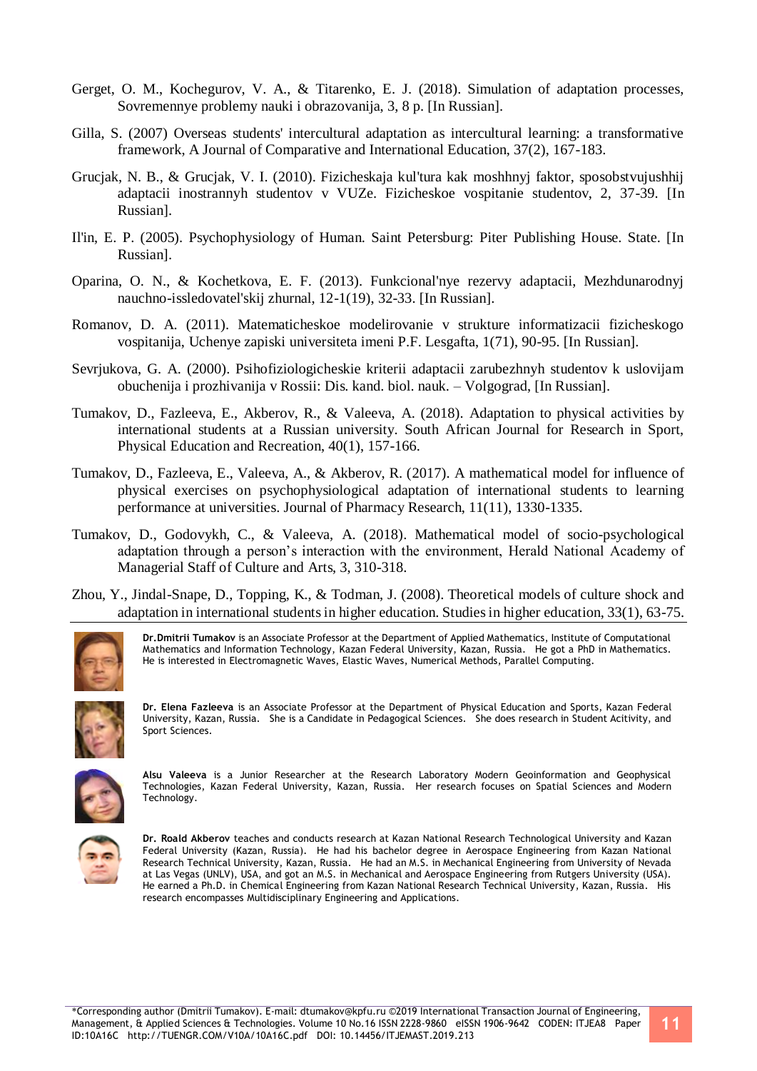Gerget, O. M., Kochegurov, V. A., & Titarenko, E. J. (2018). Simulation of adaptation processes, Sovremennye problemy nauki i obrazovanija, 3, 8 p. [In Russian].

Gilla, S. (2007) Overseas students' intercultural adaptation as intercultural learning: a transformative framework, A Journal of Comparative and International Education, 37(2), 167-183.

Grucjak, N. B., & Grucjak, V. I. (2010). Fizicheskaja kul'tura kak moshhnyj faktor, sposobstvujushhij adaptacii inostrannyh studentov v VUZe. Fizicheskoe vospitanie studentov, 2, 37-39. [In Russian].

Il'in, E. P. (2005). Psychophysiology of Human. Saint Petersburg: Piter Publishing House. State. [In Russian].

Oparina, O. N., & Kochetkova, E. F. (2013). Funkcional'nye rezervy adaptacii, Mezhdunarodnyj nauchno-issledovatel'skij zhurnal, 12-1(19), 32-33. [In Russian].

Romanov, D. A. (2011). Matematicheskoe modelirovanie v strukture informatizacii fizicheskogo vospitanija, Uchenye zapiski universiteta imeni P.F. Lesgafta, 1(71), 90-95. [In Russian].

Sevrjukova, G. A. (2000). Psihofiziologicheskie kriterii adaptacii zarubezhnyh studentov k uslovijam obuchenija i prozhivanija v Rossii: Dis. kand. biol. nauk. – Volgograd, [In Russian].

Tumakov, D., Fazleeva, E., Akberov, R., & Valeeva, A. (2018). Adaptation to physical activities by international students at a Russian university. South African Journal for Research in Sport, Physical Education and Recreation, 40(1), 157-166.

Tumakov, D., Fazleeva, E., Valeeva, A., & Akberov, R. (2017). A mathematical model for influence of physical exercises on psychophysiological adaptation of international students to learning performance at universities. Journal of Pharmacy Research, 11(11), 1330-1335.

Tumakov, D., Godovykh, C., & Valeeva, A. (2018). Mathematical model of socio-psychological adaptation through a person's interaction with the environment, Herald National Academy of Managerial Staff of Culture and Arts, 3, 310-318.

Zhou, Y., Jindal-Snape, D., Topping, K., & Todman, J. (2008). Theoretical models of culture shock and adaptation in international students in higher education. Studies in higher education, 33(1), 63-75.

**Dr.Dmitrii Tumakov** is an Associate Professor at the Department of Applied Mathematics, Institute of Computational Mathematics and Information Technology, Kazan Federal University, Kazan, Russia. He got a PhD in Mathematics. He is interested in Electromagnetic Waves, Elastic Waves, Numerical Methods, Parallel Computing.

**Dr. Elena Fazleeva** is an Associate Professor at the Department of Physical Education and Sports, Kazan Federal University, Kazan, Russia. She is a Candidate in Pedagogical Sciences. She does research in Student Acitivity, and Sport Sciences.

**Alsu Valeeva** is a Junior Researcher at the Research Laboratory Modern Geoinformation and Geophysical Technologies, Kazan Federal University, Kazan, Russia. Her research focuses on Spatial Sciences and Modern Technology.

**Dr. Roald Akberov** teaches and conducts research at Kazan National Research Technological University and Kazan Federal University (Kazan, Russia). He had his bachelor degree in Aerospace Engineering from Kazan National Research Technical University, Kazan, Russia. He had an M.S. in Mechanical Engineering from University of Nevada at Las Vegas (UNLV), USA, and got an M.S. in Mechanical and Aerospace Engineering from Rutgers University (USA). He earned a Ph.D. in Chemical Engineering from Kazan National Research Technical University, Kazan, Russia. His research encompasses Multidisciplinary Engineering and Applications.